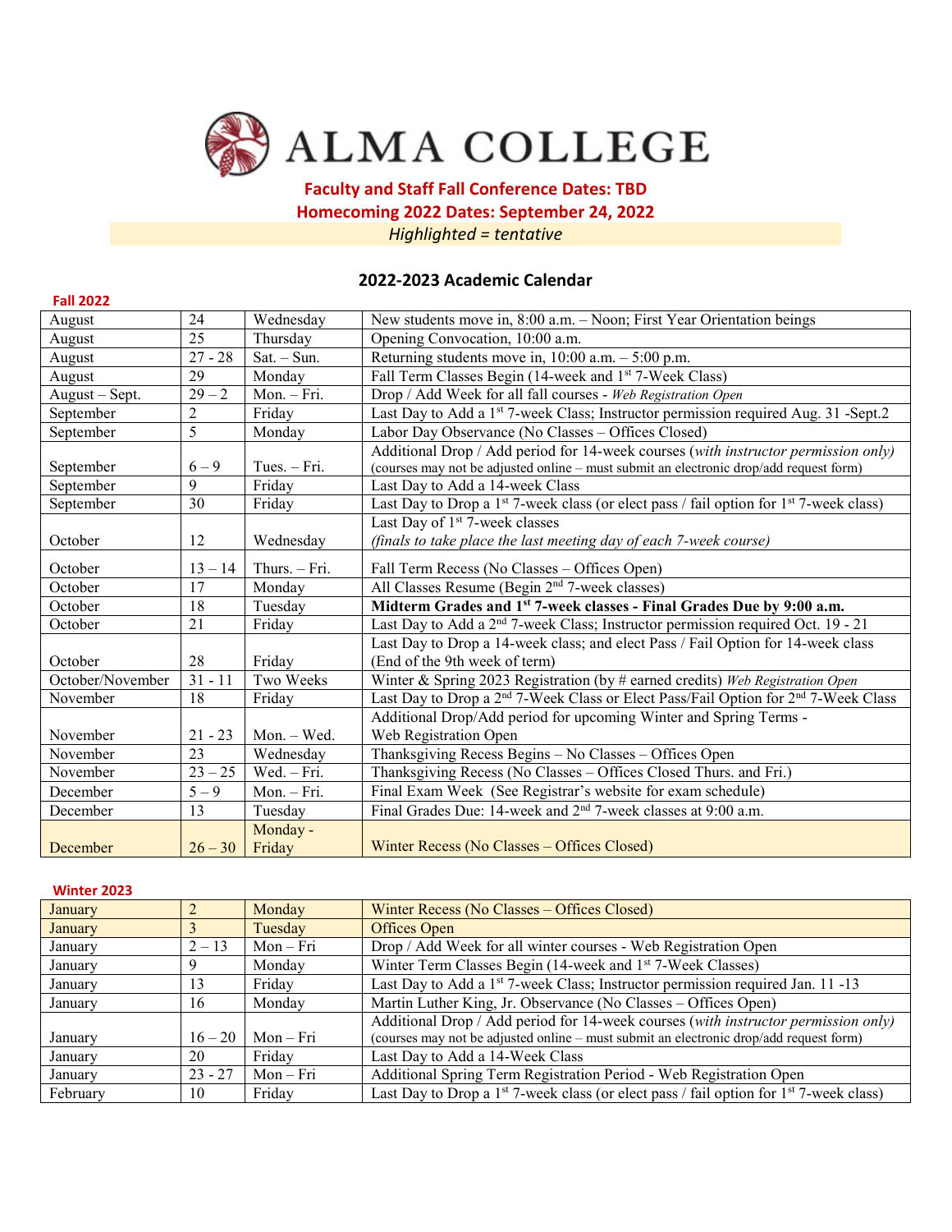# ALMA COLLEGE

**Faculty and Staff Fall Conference Dates: TBD**

**Homecoming 2022 Dates: September 24, 2022**

*Highlighted = tentative*

## 2022-2023 Academic Calendar

### Fall 2022

| | | | |
|---|---|---|---|
| August | 24 | Wednesday | New students move in, 8:00 a.m. – Noon; First Year Orientation beings |
| August | 25 | Thursday | Opening Convocation, 10:00 a.m. |
| August | 27 - 28 | Sat. – Sun. | Returning students move in, 10:00 a.m. – 5:00 p.m. |
| August | 29 | Monday | Fall Term Classes Begin (14-week and 1st 7-Week Class) |
| August – Sept. | 29 – 2 | Mon. – Fri. | Drop / Add Week for all fall courses - *Web Registration Open* |
| September | 2 | Friday | Last Day to Add a 1st 7-week Class; Instructor permission required Aug. 31 -Sept.2 |
| September | 5 | Monday | Labor Day Observance (No Classes – Offices Closed) |
| September | 6 – 9 | Tues. – Fri. | Additional Drop / Add period for 14-week courses (*with instructor permission only)* (courses may not be adjusted online – must submit an electronic drop/add request form) |
| September | 9 | Friday | Last Day to Add a 14-week Class |
| September | 30 | Friday | Last Day to Drop a 1st 7-week class (or elect pass / fail option for 1st 7-week class) |
| October | 12 | Wednesday | Last Day of 1st 7-week classes *(finals to take place the last meeting day of each 7-week course)* |
| October | 13 – 14 | Thurs. – Fri. | Fall Term Recess (No Classes – Offices Open) |
| October | 17 | Monday | All Classes Resume (Begin 2nd 7-week classes) |
| October | 18 | Tuesday | **Midterm Grades and 1st 7-week classes - Final Grades Due by 9:00 a.m.** |
| October | 21 | Friday | Last Day to Add a 2nd 7-week Class; Instructor permission required Oct. 19 - 21 |
| October | 28 | Friday | Last Day to Drop a 14-week class; and elect Pass / Fail Option for 14-week class (End of the 9th week of term) |
| October/November | 31 - 11 | Two Weeks | Winter & Spring 2023 Registration (by # earned credits) *Web Registration Open* |
| November | 18 | Friday | Last Day to Drop a 2nd 7-Week Class or Elect Pass/Fail Option for 2nd 7-Week Class |
| November | 21 - 23 | Mon. – Wed. | Additional Drop/Add period for upcoming Winter and Spring Terms - Web Registration Open |
| November | 23 | Wednesday | Thanksgiving Recess Begins – No Classes – Offices Open |
| November | 23 – 25 | Wed. – Fri. | Thanksgiving Recess (No Classes – Offices Closed Thurs. and Fri.) |
| December | 5 – 9 | Mon. – Fri. | Final Exam Week (See Registrar's website for exam schedule) |
| December | 13 | Tuesday | Final Grades Due: 14-week and 2nd 7-week classes at 9:00 a.m. |
| December | 26 – 30 | Monday - Friday | Winter Recess (No Classes – Offices Closed) |

### Winter 2023

| | | | |
|---|---|---|---|
| January | 2 | Monday | Winter Recess (No Classes – Offices Closed) |
| January | 3 | Tuesday | Offices Open |
| January | 2 – 13 | Mon – Fri | Drop / Add Week for all winter courses - Web Registration Open |
| January | 9 | Monday | Winter Term Classes Begin (14-week and 1st 7-Week Classes) |
| January | 13 | Friday | Last Day to Add a 1st 7-week Class; Instructor permission required Jan. 11 -13 |
| January | 16 | Monday | Martin Luther King, Jr. Observance (No Classes – Offices Open) |
| January | 16 – 20 | Mon – Fri | Additional Drop / Add period for 14-week courses (*with instructor permission only)* (courses may not be adjusted online – must submit an electronic drop/add request form) |
| January | 20 | Friday | Last Day to Add a 14-Week Class |
| January | 23 - 27 | Mon – Fri | Additional Spring Term Registration Period - Web Registration Open |
| February | 10 | Friday | Last Day to Drop a 1st 7-week class (or elect pass / fail option for 1st 7-week class) |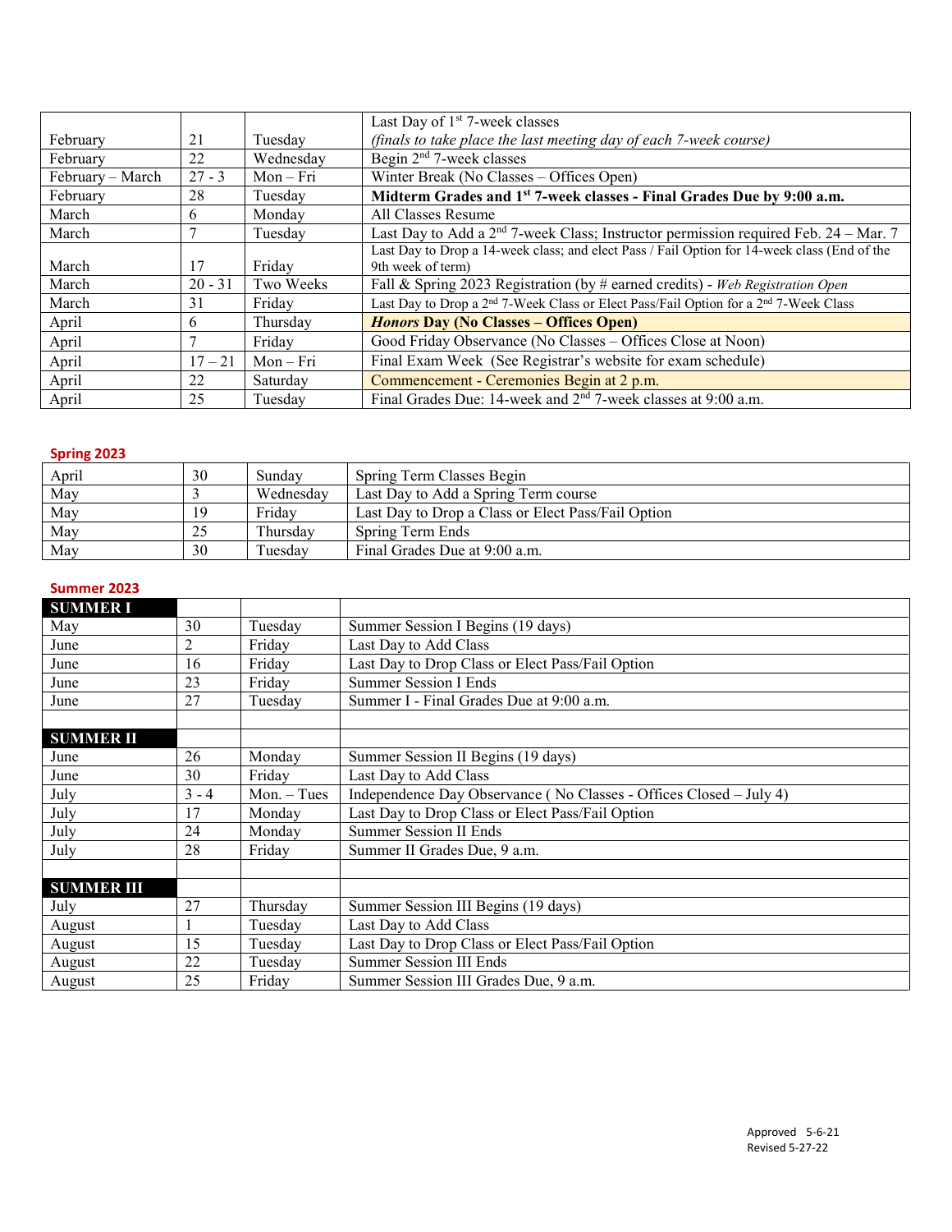| | | | |
|---|---|---|---|
| February | 21 | Tuesday | Last Day of 1st 7-week classes *(finals to take place the last meeting day of each 7-week course)* |
| February | 22 | Wednesday | Begin 2nd 7-week classes |
| February – March | 27 - 3 | Mon – Fri | Winter Break (No Classes – Offices Open) |
| February | 28 | Tuesday | **Midterm Grades and 1st 7-week classes - Final Grades Due by 9:00 a.m.** |
| March | 6 | Monday | All Classes Resume |
| March | 7 | Tuesday | Last Day to Add a 2nd 7-week Class; Instructor permission required Feb. 24 – Mar. 7 |
| March | 17 | Friday | Last Day to Drop a 14-week class; and elect Pass / Fail Option for 14-week class (End of the 9th week of term) |
| March | 20 - 31 | Two Weeks | Fall & Spring 2023 Registration (by # earned credits) - *Web Registration Open* |
| March | 31 | Friday | Last Day to Drop a 2nd 7-Week Class or Elect Pass/Fail Option for a 2nd 7-Week Class |
| April | 6 | Thursday | ***Honors* Day (No Classes – Offices Open)** |
| April | 7 | Friday | Good Friday Observance (No Classes – Offices Close at Noon) |
| April | 17 – 21 | Mon – Fri | Final Exam Week (See Registrar's website for exam schedule) |
| April | 22 | Saturday | Commencement - Ceremonies Begin at 2 p.m. |
| April | 25 | Tuesday | Final Grades Due: 14-week and 2nd 7-week classes at 9:00 a.m. |

## Spring 2023

| | | | |
|---|---|---|---|
| April | 30 | Sunday | Spring Term Classes Begin |
| May | 3 | Wednesday | Last Day to Add a Spring Term course |
| May | 19 | Friday | Last Day to Drop a Class or Elect Pass/Fail Option |
| May | 25 | Thursday | Spring Term Ends |
| May | 30 | Tuesday | Final Grades Due at 9:00 a.m. |

## Summer 2023

| | | | |
|---|---|---|---|
| **SUMMER I** | | | |
| May | 30 | Tuesday | Summer Session I Begins (19 days) |
| June | 2 | Friday | Last Day to Add Class |
| June | 16 | Friday | Last Day to Drop Class or Elect Pass/Fail Option |
| June | 23 | Friday | Summer Session I Ends |
| June | 27 | Tuesday | Summer I - Final Grades Due at 9:00 a.m. |
| | | | |
| **SUMMER II** | | | |
| June | 26 | Monday | Summer Session II Begins (19 days) |
| June | 30 | Friday | Last Day to Add Class |
| July | 3 - 4 | Mon. – Tues | Independence Day Observance ( No Classes - Offices Closed – July 4) |
| July | 17 | Monday | Last Day to Drop Class or Elect Pass/Fail Option |
| July | 24 | Monday | Summer Session II Ends |
| July | 28 | Friday | Summer II Grades Due, 9 a.m. |
| | | | |
| **SUMMER III** | | | |
| July | 27 | Thursday | Summer Session III Begins (19 days) |
| August | 1 | Tuesday | Last Day to Add Class |
| August | 15 | Tuesday | Last Day to Drop Class or Elect Pass/Fail Option |
| August | 22 | Tuesday | Summer Session III Ends |
| August | 25 | Friday | Summer Session III Grades Due, 9 a.m. |

Approved 5-6-21
Revised 5-27-22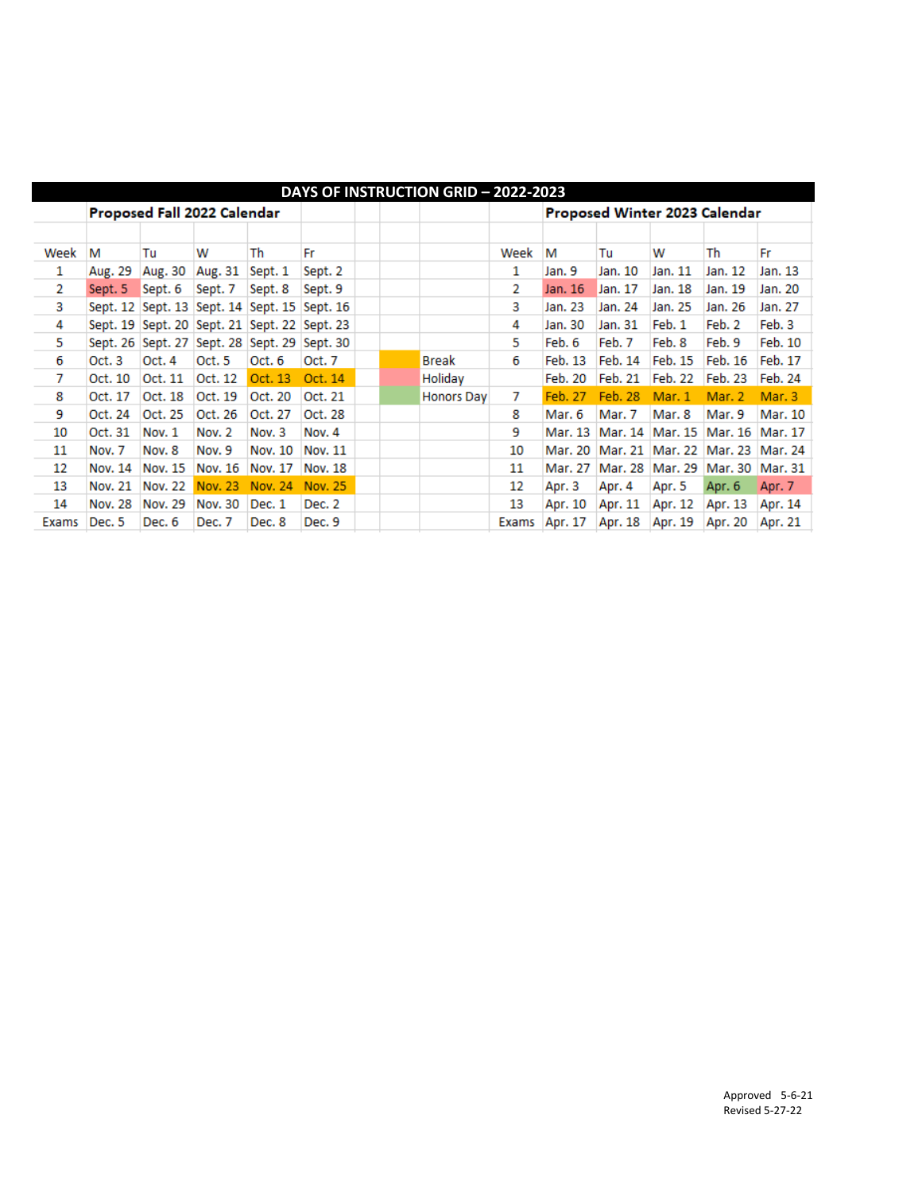# DAYS OF INSTRUCTION GRID – 2022-2023

| Proposed Fall 2022 Calendar | | | | | | | | Proposed Winter 2023 Calendar | | | | | |
|---|---|---|---|---|---|---|---|---|---|---|---|---|---|
| Week | M | Tu | W | Th | Fr | | | Week | M | Tu | W | Th | Fr |
| 1 | Aug. 29 | Aug. 30 | Aug. 31 | Sept. 1 | Sept. 2 | | | 1 | Jan. 9 | Jan. 10 | Jan. 11 | Jan. 12 | Jan. 13 |
| 2 | Sept. 5 | Sept. 6 | Sept. 7 | Sept. 8 | Sept. 9 | | | 2 | Jan. 16 | Jan. 17 | Jan. 18 | Jan. 19 | Jan. 20 |
| 3 | Sept. 12 | Sept. 13 | Sept. 14 | Sept. 15 | Sept. 16 | | | 3 | Jan. 23 | Jan. 24 | Jan. 25 | Jan. 26 | Jan. 27 |
| 4 | Sept. 19 | Sept. 20 | Sept. 21 | Sept. 22 | Sept. 23 | | | 4 | Jan. 30 | Jan. 31 | Feb. 1 | Feb. 2 | Feb. 3 |
| 5 | Sept. 26 | Sept. 27 | Sept. 28 | Sept. 29 | Sept. 30 | | | 5 | Feb. 6 | Feb. 7 | Feb. 8 | Feb. 9 | Feb. 10 |
| 6 | Oct. 3 | Oct. 4 | Oct. 5 | Oct. 6 | Oct. 7 | | Break | 6 | Feb. 13 | Feb. 14 | Feb. 15 | Feb. 16 | Feb. 17 |
| 7 | Oct. 10 | Oct. 11 | Oct. 12 | Oct. 13 | Oct. 14 | | Holiday | | Feb. 20 | Feb. 21 | Feb. 22 | Feb. 23 | Feb. 24 |
| 8 | Oct. 17 | Oct. 18 | Oct. 19 | Oct. 20 | Oct. 21 | | Honors Day | 7 | Feb. 27 | Feb. 28 | Mar. 1 | Mar. 2 | Mar. 3 |
| 9 | Oct. 24 | Oct. 25 | Oct. 26 | Oct. 27 | Oct. 28 | | | 8 | Mar. 6 | Mar. 7 | Mar. 8 | Mar. 9 | Mar. 10 |
| 10 | Oct. 31 | Nov. 1 | Nov. 2 | Nov. 3 | Nov. 4 | | | 9 | Mar. 13 | Mar. 14 | Mar. 15 | Mar. 16 | Mar. 17 |
| 11 | Nov. 7 | Nov. 8 | Nov. 9 | Nov. 10 | Nov. 11 | | | 10 | Mar. 20 | Mar. 21 | Mar. 22 | Mar. 23 | Mar. 24 |
| 12 | Nov. 14 | Nov. 15 | Nov. 16 | Nov. 17 | Nov. 18 | | | 11 | Mar. 27 | Mar. 28 | Mar. 29 | Mar. 30 | Mar. 31 |
| 13 | Nov. 21 | Nov. 22 | Nov. 23 | Nov. 24 | Nov. 25 | | | 12 | Apr. 3 | Apr. 4 | Apr. 5 | Apr. 6 | Apr. 7 |
| 14 | Nov. 28 | Nov. 29 | Nov. 30 | Dec. 1 | Dec. 2 | | | 13 | Apr. 10 | Apr. 11 | Apr. 12 | Apr. 13 | Apr. 14 |
| Exams | Dec. 5 | Dec. 6 | Dec. 7 | Dec. 8 | Dec. 9 | | | Exams | Apr. 17 | Apr. 18 | Apr. 19 | Apr. 20 | Apr. 21 |

Approved 5-6-21
Revised 5-27-22